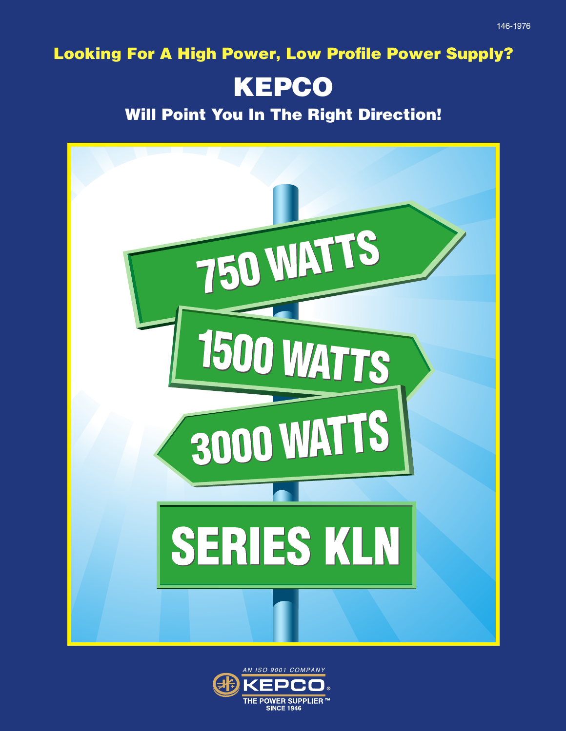146-1976

**Looking For A High Power, Low Profile Power Supply?**

# KEPCO

## Will Point You In The Right Direction!

750 WATTS

1500 WATTS

3000 WATTS

SERIES KLN

AN ISO 9001 COMPANY

KEPCO®

THE POWER SUPPLIER™
SINCE 1946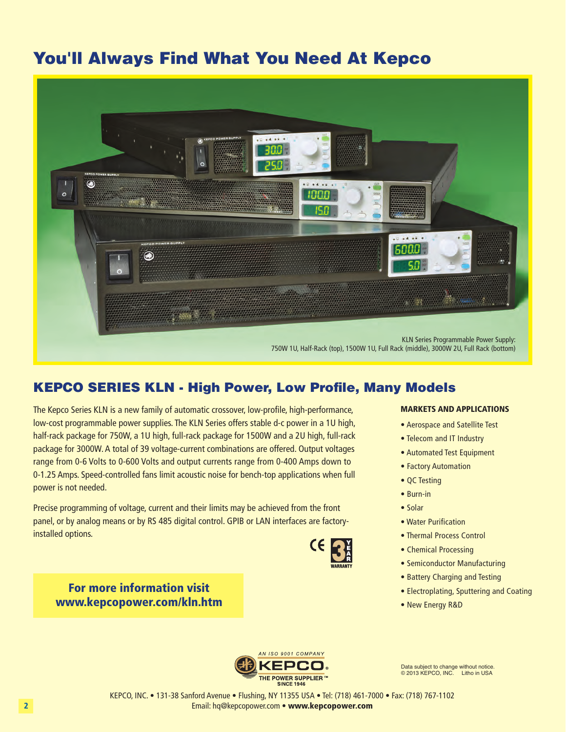# You'll Always Find What You Need At Kepco

KLN Series Programmable Power Supply:
750W 1U, Half-Rack (top), 1500W 1U, Full Rack (middle), 3000W 2U, Full Rack (bottom)

## KEPCO SERIES KLN - High Power, Low Profile, Many Models

The Kepco Series KLN is a new family of automatic crossover, low-profile, high-performance, low-cost programmable power supplies. The KLN Series offers stable d-c power in a 1U high, half-rack package for 750W, a 1U high, full-rack package for 1500W and a 2U high, full-rack package for 3000W. A total of 39 voltage-current combinations are offered. Output voltages range from 0-6 Volts to 0-600 Volts and output currents range from 0-400 Amps down to 0-1.25 Amps. Speed-controlled fans limit acoustic noise for bench-top applications when full power is not needed.

Precise programming of voltage, current and their limits may be achieved from the front panel, or by analog means or by RS 485 digital control. GPIB or LAN interfaces are factory-installed options.

**For more information visit www.kepcopower.com/kln.htm**

### MARKETS AND APPLICATIONS

- Aerospace and Satellite Test
- Telecom and IT Industry
- Automated Test Equipment
- Factory Automation
- QC Testing
- Burn-in
- Solar
- Water Purification
- Thermal Process Control
- Chemical Processing
- Semiconductor Manufacturing
- Battery Charging and Testing
- Electroplating, Sputtering and Coating
- New Energy R&D

AN ISO 9001 COMPANY
KEPCO® THE POWER SUPPLIER™ SINCE 1946

Data subject to change without notice.
© 2013 KEPCO, INC. Litho in USA

KEPCO, INC. • 131-38 Sanford Avenue • Flushing, NY 11355 USA • Tel: (718) 461-7000 • Fax: (718) 767-1102
Email: hq@kepcopower.com • **www.kepcopower.com**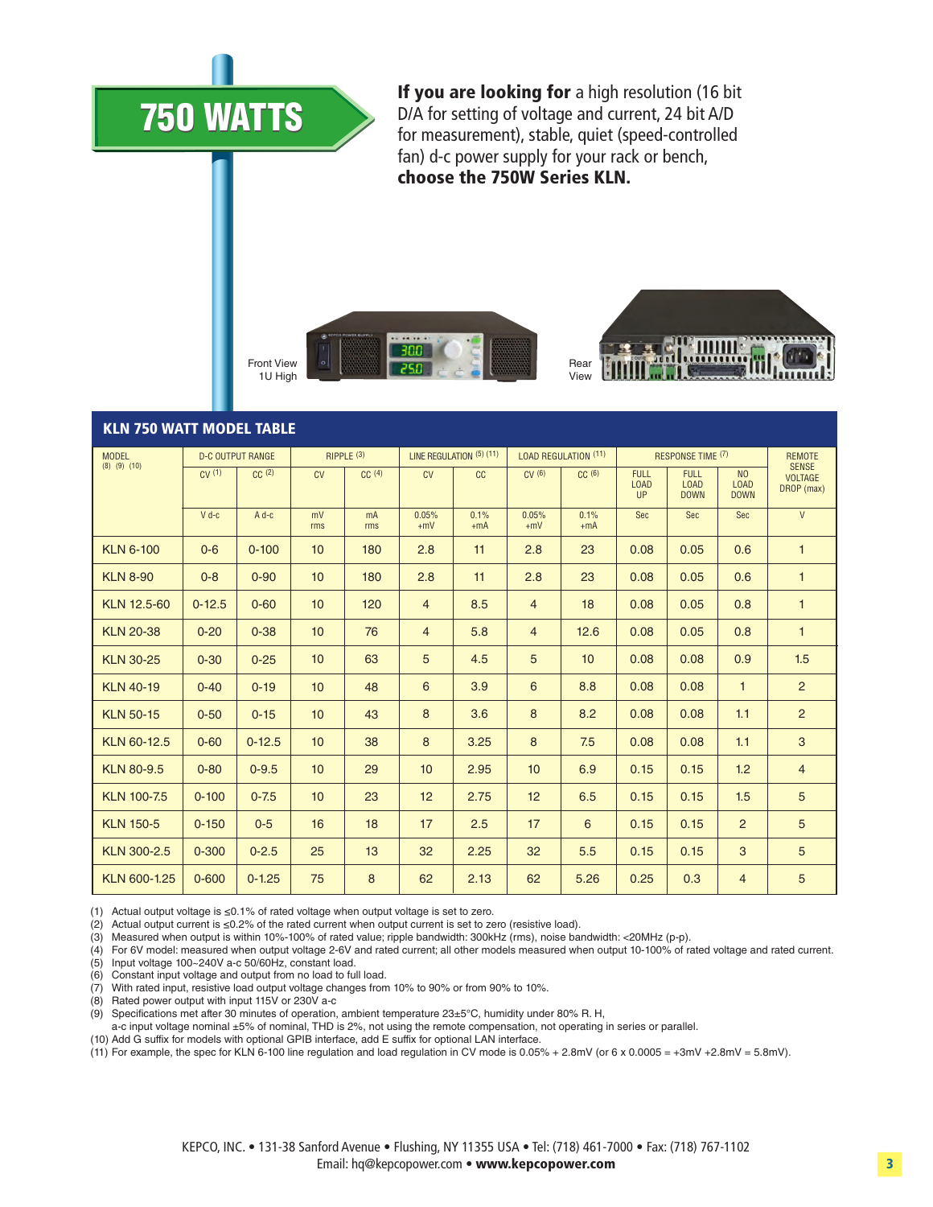# 750 WATTS

**If you are looking for** a high resolution (16 bit D/A for setting of voltage and current, 24 bit A/D for measurement), stable, quiet (speed-controlled fan) d-c power supply for your rack or bench, **choose the 750W Series KLN.**

Front View 1U High

Rear View

## KLN 750 WATT MODEL TABLE

| MODEL (8) (9) (10) | D-C OUTPUT RANGE | | RIPPLE (3) | | LINE REGULATION (5) (11) | | LOAD REGULATION (11) | | RESPONSE TIME (7) | | | REMOTE SENSE VOLTAGE DROP (max) |
|---|---|---|---|---|---|---|---|---|---|---|---|---|
| | CV (1) | CC (2) | CV | CC (4) | CV | CC | CV (6) | CC (6) | FULL LOAD UP | FULL LOAD DOWN | NO LOAD DOWN | |
| | V d-c | A d-c | mV rms | mA rms | 0.05% +mV | 0.1% +mA | 0.05% +mV | 0.1% +mA | Sec | Sec | Sec | V |
| KLN 6-100 | 0-6 | 0-100 | 10 | 180 | 2.8 | 11 | 2.8 | 23 | 0.08 | 0.05 | 0.6 | 1 |
| KLN 8-90 | 0-8 | 0-90 | 10 | 180 | 2.8 | 11 | 2.8 | 23 | 0.08 | 0.05 | 0.6 | 1 |
| KLN 12.5-60 | 0-12.5 | 0-60 | 10 | 120 | 4 | 8.5 | 4 | 18 | 0.08 | 0.05 | 0.8 | 1 |
| KLN 20-38 | 0-20 | 0-38 | 10 | 76 | 4 | 5.8 | 4 | 12.6 | 0.08 | 0.05 | 0.8 | 1 |
| KLN 30-25 | 0-30 | 0-25 | 10 | 63 | 5 | 4.5 | 5 | 10 | 0.08 | 0.08 | 0.9 | 1.5 |
| KLN 40-19 | 0-40 | 0-19 | 10 | 48 | 6 | 3.9 | 6 | 8.8 | 0.08 | 0.08 | 1 | 2 |
| KLN 50-15 | 0-50 | 0-15 | 10 | 43 | 8 | 3.6 | 8 | 8.2 | 0.08 | 0.08 | 1.1 | 2 |
| KLN 60-12.5 | 0-60 | 0-12.5 | 10 | 38 | 8 | 3.25 | 8 | 7.5 | 0.08 | 0.08 | 1.1 | 3 |
| KLN 80-9.5 | 0-80 | 0-9.5 | 10 | 29 | 10 | 2.95 | 10 | 6.9 | 0.15 | 0.15 | 1.2 | 4 |
| KLN 100-7.5 | 0-100 | 0-7.5 | 10 | 23 | 12 | 2.75 | 12 | 6.5 | 0.15 | 0.15 | 1.5 | 5 |
| KLN 150-5 | 0-150 | 0-5 | 16 | 18 | 17 | 2.5 | 17 | 6 | 0.15 | 0.15 | 2 | 5 |
| KLN 300-2.5 | 0-300 | 0-2.5 | 25 | 13 | 32 | 2.25 | 32 | 5.5 | 0.15 | 0.15 | 3 | 5 |
| KLN 600-1.25 | 0-600 | 0-1.25 | 75 | 8 | 62 | 2.13 | 62 | 5.26 | 0.25 | 0.3 | 4 | 5 |

(1) Actual output voltage is ≤0.1% of rated voltage when output voltage is set to zero.
(2) Actual output current is ≤0.2% of the rated current when output current is set to zero (resistive load).
(3) Measured when output is within 10%-100% of rated value; ripple bandwidth: 300kHz (rms), noise bandwidth: <20MHz (p-p).
(4) For 6V model: measured when output voltage 2-6V and rated current; all other models measured when output 10-100% of rated voltage and rated current.
(5) Input voltage 100~240V a-c 50/60Hz, constant load.
(6) Constant input voltage and output from no load to full load.
(7) With rated input, resistive load output voltage changes from 10% to 90% or from 90% to 10%.
(8) Rated power output with input 115V or 230V a-c
(9) Specifications met after 30 minutes of operation, ambient temperature 23±5°C, humidity under 80% R. H,
a-c input voltage nominal ±5% of nominal, THD is 2%, not using the remote compensation, not operating in series or parallel.
(10) Add G suffix for models with optional GPIB interface, add E suffix for optional LAN interface.
(11) For example, the spec for KLN 6-100 line regulation and load regulation in CV mode is 0.05% + 2.8mV (or 6 x 0.0005 = +3mV +2.8mV = 5.8mV).

KEPCO, INC. • 131-38 Sanford Avenue • Flushing, NY 11355 USA • Tel: (718) 461-7000 • Fax: (718) 767-1102
Email: hq@kepcopower.com • **www.kepcopower.com**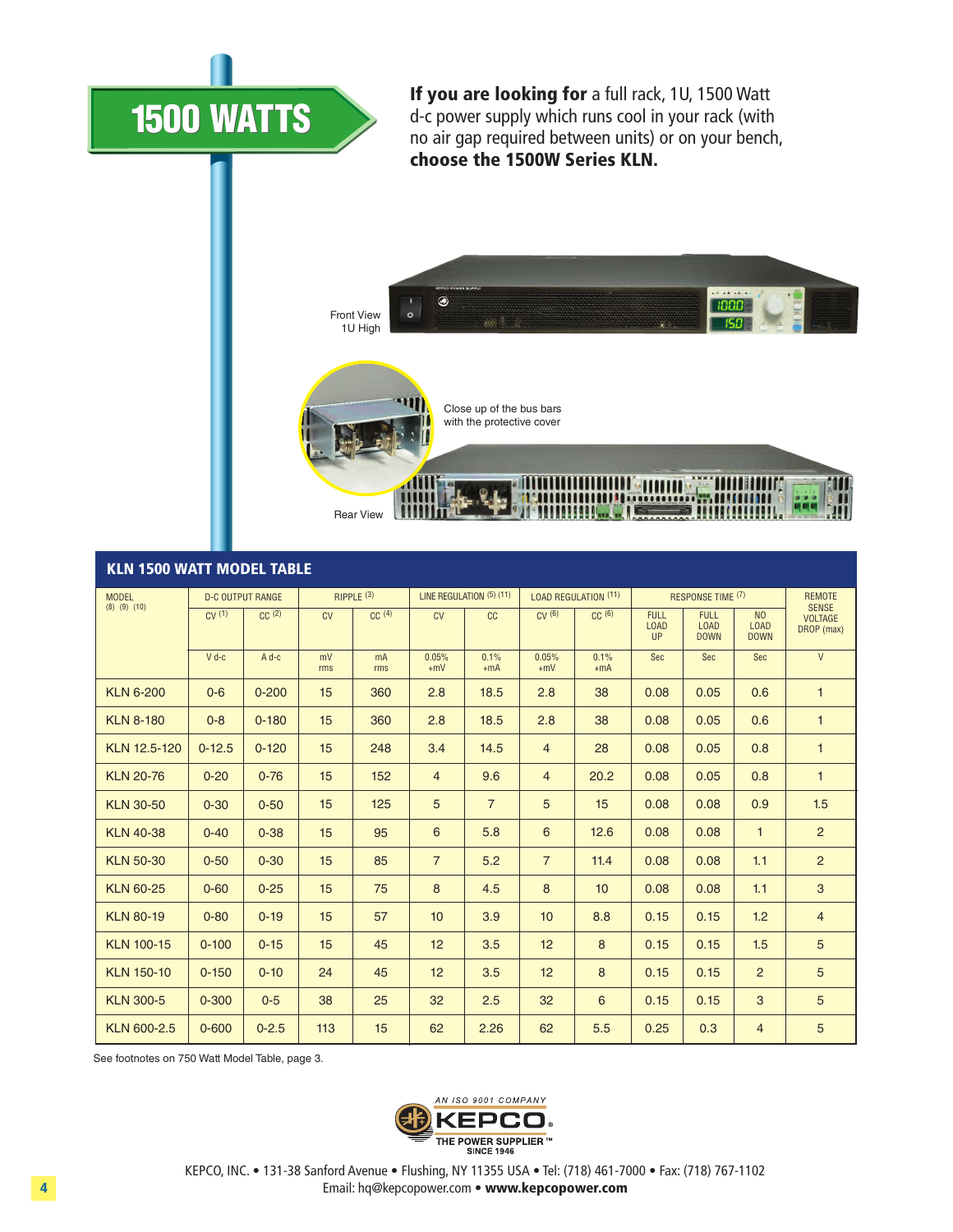# 1500 WATTS

**If you are looking for** a full rack, 1U, 1500 Watt d-c power supply which runs cool in your rack (with no air gap required between units) or on your bench, **choose the 1500W Series KLN.**

Front View 1U High

Close up of the bus bars with the protective cover

Rear View

## KLN 1500 WATT MODEL TABLE

| MODEL [8] [9] [10] | D-C OUTPUT RANGE | | RIPPLE [3] | | LINE REGULATION [5] [11] | | LOAD REGULATION [11] | | RESPONSE TIME [7] | | | REMOTE SENSE VOLTAGE DROP (max) |
|---|---|---|---|---|---|---|---|---|---|---|---|---|
| | CV [1] | CC [2] | CV | CC [4] | CV | CC | CV [6] | CC [6] | FULL LOAD UP | FULL LOAD DOWN | NO LOAD DOWN | |
| | V d-c | A d-c | mV rms | mA rms | 0.05% +mV | 0.1% +mA | 0.05% +mV | 0.1% +mA | Sec | Sec | Sec | V |
| KLN 6-200 | 0-6 | 0-200 | 15 | 360 | 2.8 | 18.5 | 2.8 | 38 | 0.08 | 0.05 | 0.6 | 1 |
| KLN 8-180 | 0-8 | 0-180 | 15 | 360 | 2.8 | 18.5 | 2.8 | 38 | 0.08 | 0.05 | 0.6 | 1 |
| KLN 12.5-120 | 0-12.5 | 0-120 | 15 | 248 | 3.4 | 14.5 | 4 | 28 | 0.08 | 0.05 | 0.8 | 1 |
| KLN 20-76 | 0-20 | 0-76 | 15 | 152 | 4 | 9.6 | 4 | 20.2 | 0.08 | 0.05 | 0.8 | 1 |
| KLN 30-50 | 0-30 | 0-50 | 15 | 125 | 5 | 7 | 5 | 15 | 0.08 | 0.08 | 0.9 | 1.5 |
| KLN 40-38 | 0-40 | 0-38 | 15 | 95 | 6 | 5.8 | 6 | 12.6 | 0.08 | 0.08 | 1 | 2 |
| KLN 50-30 | 0-50 | 0-30 | 15 | 85 | 7 | 5.2 | 7 | 11.4 | 0.08 | 0.08 | 1.1 | 2 |
| KLN 60-25 | 0-60 | 0-25 | 15 | 75 | 8 | 4.5 | 8 | 10 | 0.08 | 0.08 | 1.1 | 3 |
| KLN 80-19 | 0-80 | 0-19 | 15 | 57 | 10 | 3.9 | 10 | 8.8 | 0.15 | 0.15 | 1.2 | 4 |
| KLN 100-15 | 0-100 | 0-15 | 15 | 45 | 12 | 3.5 | 12 | 8 | 0.15 | 0.15 | 1.5 | 5 |
| KLN 150-10 | 0-150 | 0-10 | 24 | 45 | 12 | 3.5 | 12 | 8 | 0.15 | 0.15 | 2 | 5 |
| KLN 300-5 | 0-300 | 0-5 | 38 | 25 | 32 | 2.5 | 32 | 6 | 0.15 | 0.15 | 3 | 5 |
| KLN 600-2.5 | 0-600 | 0-2.5 | 113 | 15 | 62 | 2.26 | 62 | 5.5 | 0.25 | 0.3 | 4 | 5 |

See footnotes on 750 Watt Model Table, page 3.

AN ISO 9001 COMPANY
KEPCO®
THE POWER SUPPLIER™
SINCE 1946

KEPCO, INC. • 131-38 Sanford Avenue • Flushing, NY 11355 USA • Tel: (718) 461-7000 • Fax: (718) 767-1102
Email: hq@kepcopower.com • **www.kepcopower.com**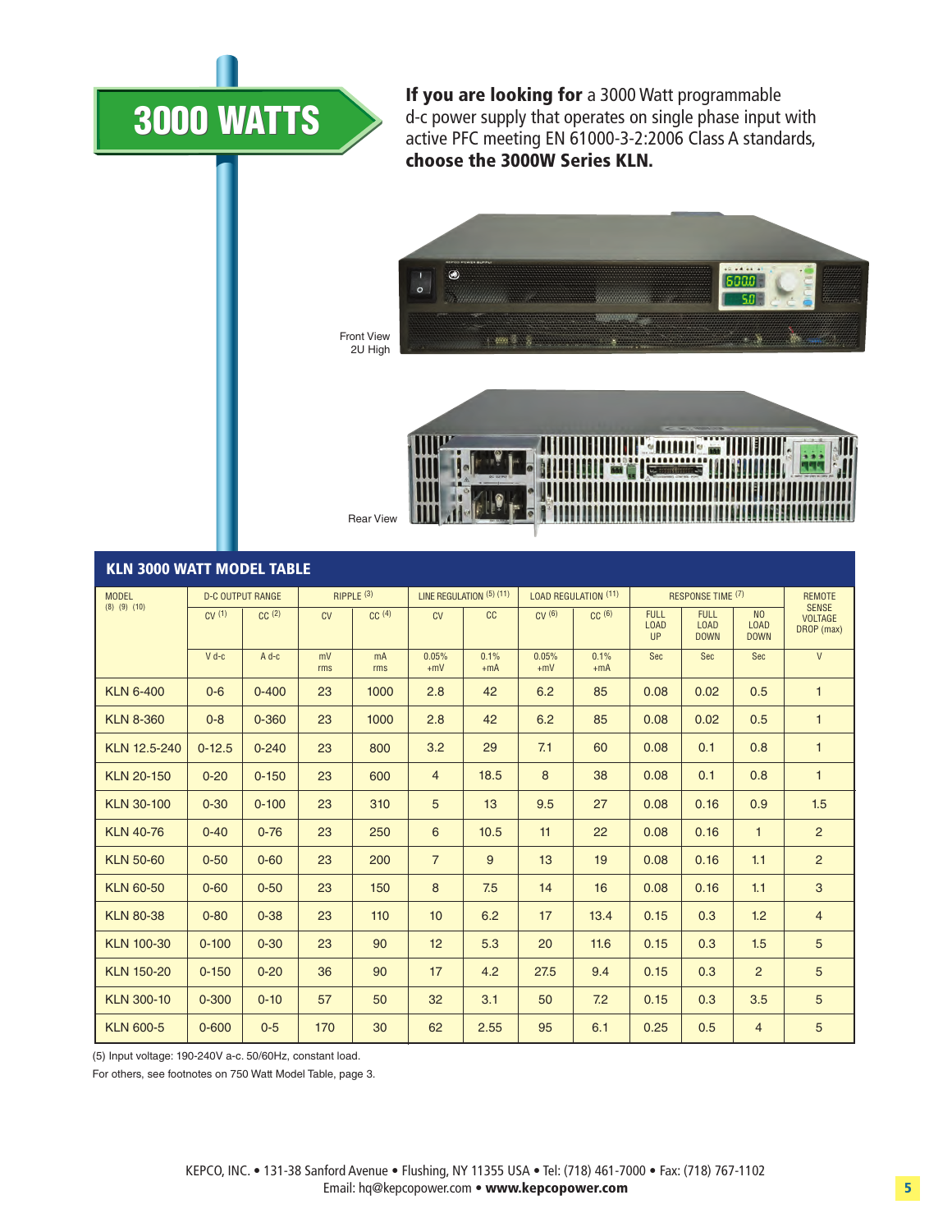# 3000 WATTS

**If you are looking for** a 3000 Watt programmable d-c power supply that operates on single phase input with active PFC meeting EN 61000-3-2:2006 Class A standards, **choose the 3000W Series KLN.**

Front View
2U High

Rear View

## KLN 3000 WATT MODEL TABLE

| MODEL (8) (9) (10) | D-C OUTPUT RANGE | | RIPPLE (3) | | LINE REGULATION (5) (11) | | LOAD REGULATION (11) | | RESPONSE TIME (7) | | | REMOTE SENSE VOLTAGE DROP (max) |
|---|---|---|---|---|---|---|---|---|---|---|---|---|
| | CV (1) | CC (2) | CV | CC (4) | CV | CC | CV (6) | CC (6) | FULL LOAD UP | FULL LOAD DOWN | NO LOAD DOWN | |
| | V d-c | A d-c | mV rms | mA rms | 0.05% +mV | 0.1% +mA | 0.05% +mV | 0.1% +mA | Sec | Sec | Sec | V |
| KLN 6-400 | 0-6 | 0-400 | 23 | 1000 | 2.8 | 42 | 6.2 | 85 | 0.08 | 0.02 | 0.5 | 1 |
| KLN 8-360 | 0-8 | 0-360 | 23 | 1000 | 2.8 | 42 | 6.2 | 85 | 0.08 | 0.02 | 0.5 | 1 |
| KLN 12.5-240 | 0-12.5 | 0-240 | 23 | 800 | 3.2 | 29 | 7.1 | 60 | 0.08 | 0.1 | 0.8 | 1 |
| KLN 20-150 | 0-20 | 0-150 | 23 | 600 | 4 | 18.5 | 8 | 38 | 0.08 | 0.1 | 0.8 | 1 |
| KLN 30-100 | 0-30 | 0-100 | 23 | 310 | 5 | 13 | 9.5 | 27 | 0.08 | 0.16 | 0.9 | 1.5 |
| KLN 40-76 | 0-40 | 0-76 | 23 | 250 | 6 | 10.5 | 11 | 22 | 0.08 | 0.16 | 1 | 2 |
| KLN 50-60 | 0-50 | 0-60 | 23 | 200 | 7 | 9 | 13 | 19 | 0.08 | 0.16 | 1.1 | 2 |
| KLN 60-50 | 0-60 | 0-50 | 23 | 150 | 8 | 7.5 | 14 | 16 | 0.08 | 0.16 | 1.1 | 3 |
| KLN 80-38 | 0-80 | 0-38 | 23 | 110 | 10 | 6.2 | 17 | 13.4 | 0.15 | 0.3 | 1.2 | 4 |
| KLN 100-30 | 0-100 | 0-30 | 23 | 90 | 12 | 5.3 | 20 | 11.6 | 0.15 | 0.3 | 1.5 | 5 |
| KLN 150-20 | 0-150 | 0-20 | 36 | 90 | 17 | 4.2 | 27.5 | 9.4 | 0.15 | 0.3 | 2 | 5 |
| KLN 300-10 | 0-300 | 0-10 | 57 | 50 | 32 | 3.1 | 50 | 7.2 | 0.15 | 0.3 | 3.5 | 5 |
| KLN 600-5 | 0-600 | 0-5 | 170 | 30 | 62 | 2.55 | 95 | 6.1 | 0.25 | 0.5 | 4 | 5 |

(5) Input voltage: 190-240V a-c. 50/60Hz, constant load.

For others, see footnotes on 750 Watt Model Table, page 3.

KEPCO, INC. • 131-38 Sanford Avenue • Flushing, NY 11355 USA • Tel: (718) 461-7000 • Fax: (718) 767-1102
Email: hq@kepcopower.com • **www.kepcopower.com**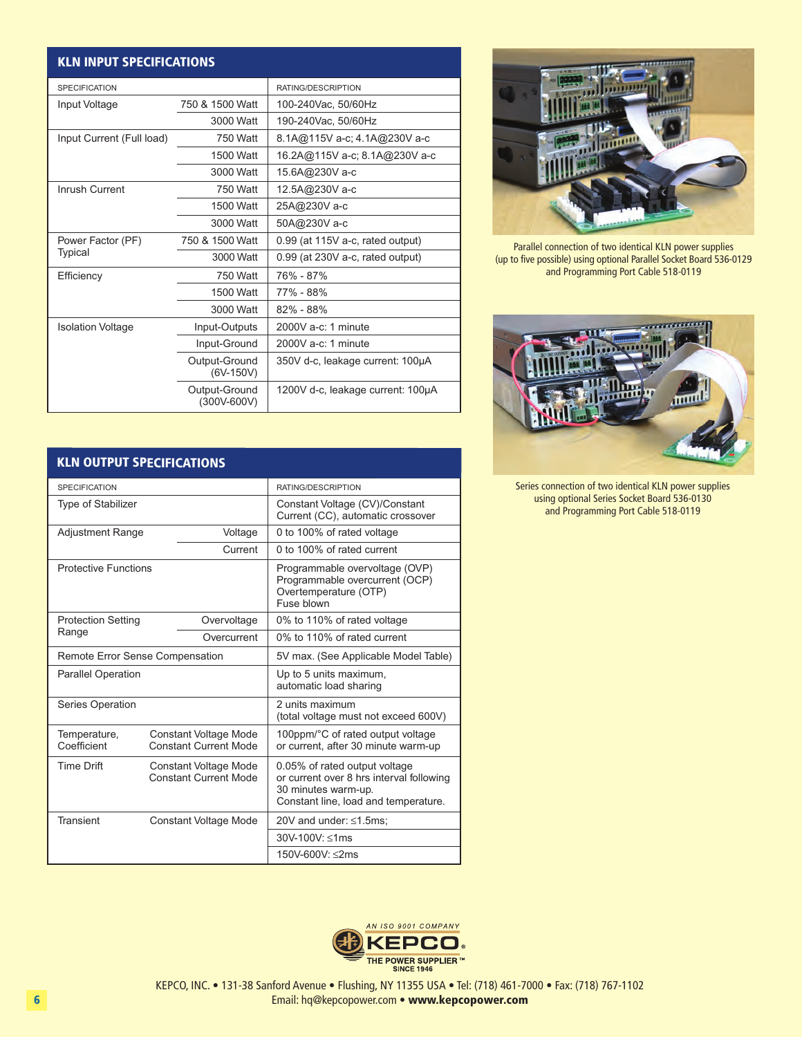## KLN INPUT SPECIFICATIONS

| SPECIFICATION | | RATING/DESCRIPTION |
|---|---|---|
| Input Voltage | 750 & 1500 Watt | 100-240Vac, 50/60Hz |
| | 3000 Watt | 190-240Vac, 50/60Hz |
| Input Current (Full load) | 750 Watt | 8.1A@115V a-c; 4.1A@230V a-c |
| | 1500 Watt | 16.2A@115V a-c; 8.1A@230V a-c |
| | 3000 Watt | 15.6A@230V a-c |
| Inrush Current | 750 Watt | 12.5A@230V a-c |
| | 1500 Watt | 25A@230V a-c |
| | 3000 Watt | 50A@230V a-c |
| Power Factor (PF) Typical | 750 & 1500 Watt | 0.99 (at 115V a-c, rated output) |
| | 3000 Watt | 0.99 (at 230V a-c, rated output) |
| Efficiency | 750 Watt | 76% - 87% |
| | 1500 Watt | 77% - 88% |
| | 3000 Watt | 82% - 88% |
| Isolation Voltage | Input-Outputs | 2000V a-c: 1 minute |
| | Input-Ground | 2000V a-c: 1 minute |
| | Output-Ground (6V-150V) | 350V d-c, leakage current: 100µA |
| | Output-Ground (300V-600V) | 1200V d-c, leakage current: 100µA |

Parallel connection of two identical KLN power supplies (up to five possible) using optional Parallel Socket Board 536-0129 and Programming Port Cable 518-0119

## KLN OUTPUT SPECIFICATIONS

| SPECIFICATION | | RATING/DESCRIPTION |
|---|---|---|
| Type of Stabilizer | | Constant Voltage (CV)/Constant Current (CC), automatic crossover |
| Adjustment Range | Voltage | 0 to 100% of rated voltage |
| | Current | 0 to 100% of rated current |
| Protective Functions | | Programmable overvoltage (OVP)<br>Programmable overcurrent (OCP)<br>Overtemperature (OTP)<br>Fuse blown |
| Protection Setting Range | Overvoltage | 0% to 110% of rated voltage |
| | Overcurrent | 0% to 110% of rated current |
| Remote Error Sense Compensation | | 5V max. (See Applicable Model Table) |
| Parallel Operation | | Up to 5 units maximum, automatic load sharing |
| Series Operation | | 2 units maximum (total voltage must not exceed 600V) |
| Temperature, Coefficient | Constant Voltage Mode Constant Current Mode | 100ppm/°C of rated output voltage or current, after 30 minute warm-up |
| Time Drift | Constant Voltage Mode Constant Current Mode | 0.05% of rated output voltage or current over 8 hrs interval following 30 minutes warm-up. Constant line, load and temperature. |
| Transient | Constant Voltage Mode | 20V and under: ≤1.5ms; |
| | | 30V-100V: ≤1ms |
| | | 150V-600V: ≤2ms |

Series connection of two identical KLN power supplies using optional Series Socket Board 536-0130 and Programming Port Cable 518-0119

AN ISO 9001 COMPANY
KEPCO®
THE POWER SUPPLIER™ SINCE 1946

KEPCO, INC. • 131-38 Sanford Avenue • Flushing, NY 11355 USA • Tel: (718) 461-7000 • Fax: (718) 767-1102
Email: hq@kepcopower.com • **www.kepcopower.com**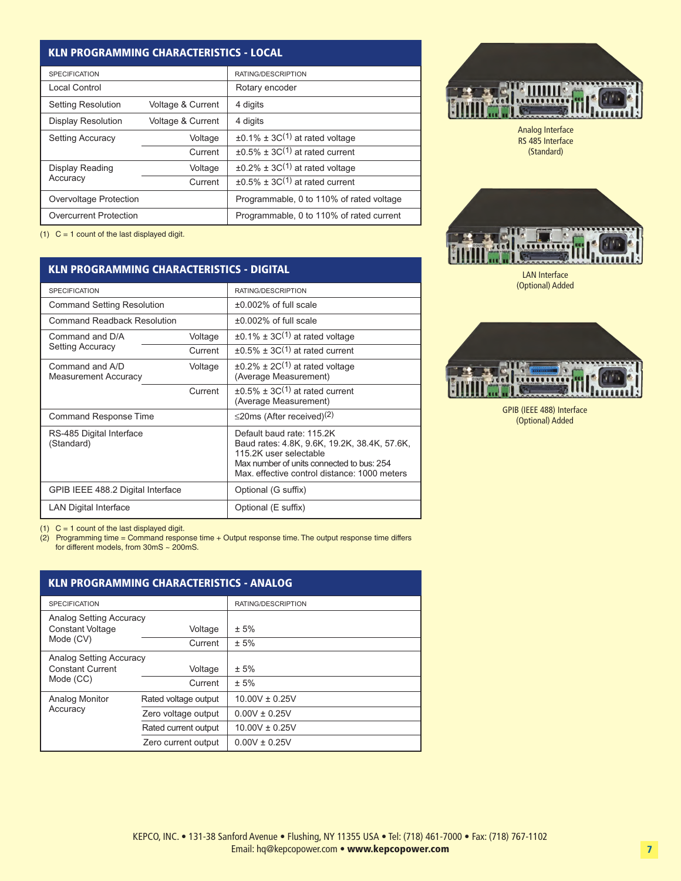## KLN PROGRAMMING CHARACTERISTICS - LOCAL

| SPECIFICATION | | RATING/DESCRIPTION |
|---|---|---|
| Local Control | | Rotary encoder |
| Setting Resolution | Voltage & Current | 4 digits |
| Display Resolution | Voltage & Current | 4 digits |
| Setting Accuracy | Voltage | ±0.1% ± 3C(1) at rated voltage |
| | Current | ±0.5% ± 3C(1) at rated current |
| Display Reading Accuracy | Voltage | ±0.2% ± 3C(1) at rated voltage |
| | Current | ±0.5% ± 3C(1) at rated current |
| Overvoltage Protection | | Programmable, 0 to 110% of rated voltage |
| Overcurrent Protection | | Programmable, 0 to 110% of rated current |

(1) C = 1 count of the last displayed digit.

## KLN PROGRAMMING CHARACTERISTICS - DIGITAL

| SPECIFICATION | | RATING/DESCRIPTION |
|---|---|---|
| Command Setting Resolution | | ±0.002% of full scale |
| Command Readback Resolution | | ±0.002% of full scale |
| Command and D/A Setting Accuracy | Voltage | ±0.1% ± 3C(1) at rated voltage |
| | Current | ±0.5% ± 3C(1) at rated current |
| Command and A/D Measurement Accuracy | Voltage | ±0.2% ± 2C(1) at rated voltage (Average Measurement) |
| | Current | ±0.5% ± 3C(1) at rated current (Average Measurement) |
| Command Response Time | | ≤20ms (After received)(2) |
| RS-485 Digital Interface (Standard) | | Default baud rate: 115.2K<br>Baud rates: 4.8K, 9.6K, 19.2K, 38.4K, 57.6K, 115.2K user selectable<br>Max number of units connected to bus: 254<br>Max. effective control distance: 1000 meters |
| GPIB IEEE 488.2 Digital Interface | | Optional (G suffix) |
| LAN Digital Interface | | Optional (E suffix) |

(1) C = 1 count of the last displayed digit.
(2) Programming time = Command response time + Output response time. The output response time differs for different models, from 30mS ~ 200mS.

## KLN PROGRAMMING CHARACTERISTICS - ANALOG

| SPECIFICATION | | RATING/DESCRIPTION |
|---|---|---|
| Analog Setting Accuracy Constant Voltage Mode (CV) | Voltage | ± 5% |
| | Current | ± 5% |
| Analog Setting Accuracy Constant Current Mode (CC) | Voltage | ± 5% |
| | Current | ± 5% |
| Analog Monitor Accuracy | Rated voltage output | 10.00V ± 0.25V |
| | Zero voltage output | 0.00V ± 0.25V |
| | Rated current output | 10.00V ± 0.25V |
| | Zero current output | 0.00V ± 0.25V |

Analog Interface
RS 485 Interface
(Standard)

LAN Interface
(Optional) Added

GPIB (IEEE 488) Interface
(Optional) Added

KEPCO, INC. • 131-38 Sanford Avenue • Flushing, NY 11355 USA • Tel: (718) 461-7000 • Fax: (718) 767-1102
Email: hq@kepcopower.com • **www.kepcopower.com**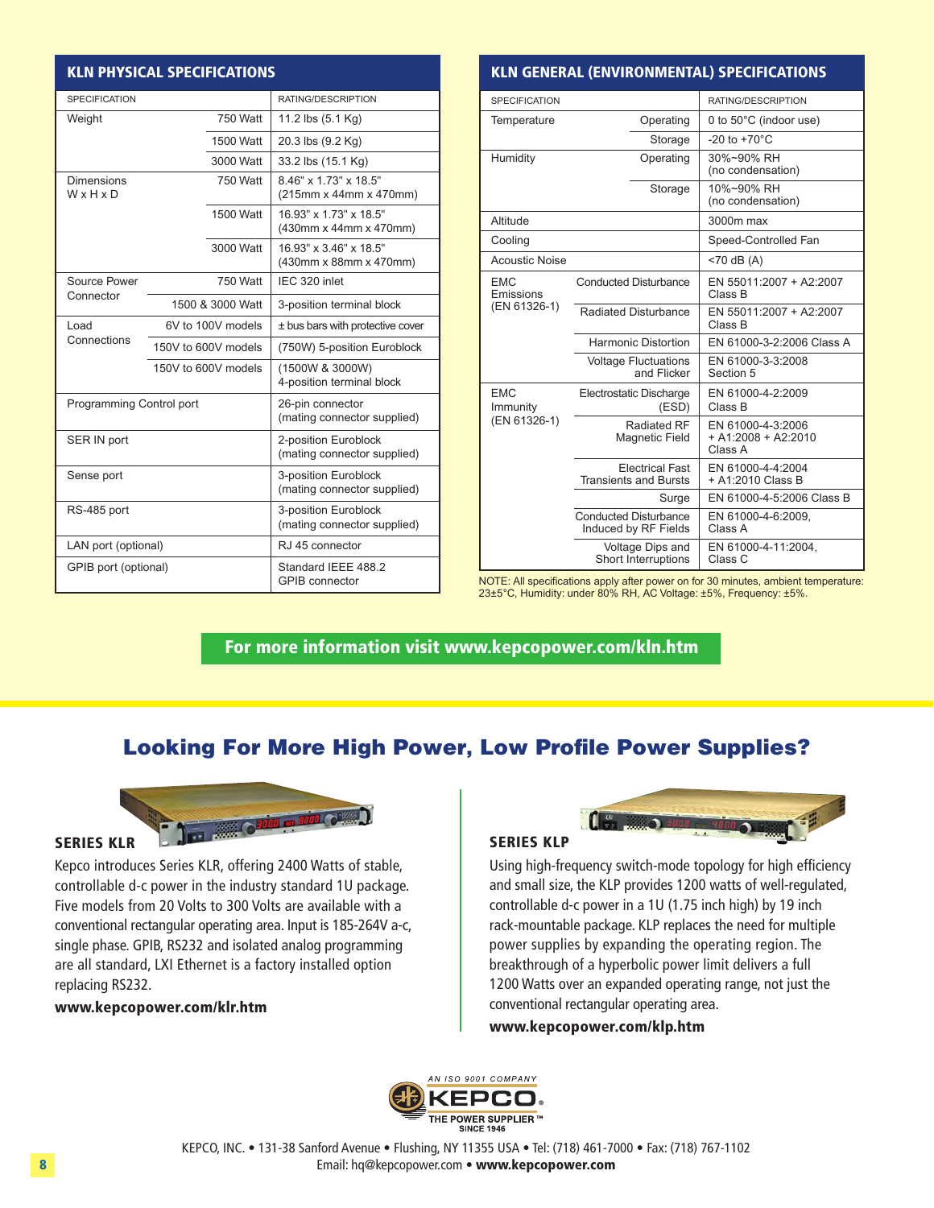## KLN PHYSICAL SPECIFICATIONS

| SPECIFICATION | | RATING/DESCRIPTION |
|---|---|---|
| Weight | 750 Watt | 11.2 lbs (5.1 Kg) |
| | 1500 Watt | 20.3 lbs (9.2 Kg) |
| | 3000 Watt | 33.2 lbs (15.1 Kg) |
| Dimensions W x H x D | 750 Watt | 8.46" x 1.73" x 18.5" (215mm x 44mm x 470mm) |
| | 1500 Watt | 16.93" x 1.73" x 18.5" (430mm x 44mm x 470mm) |
| | 3000 Watt | 16.93" x 3.46" x 18.5" (430mm x 88mm x 470mm) |
| Source Power Connector | 750 Watt | IEC 320 inlet |
| | 1500 & 3000 Watt | 3-position terminal block |
| Load Connections | 6V to 100V models | ± bus bars with protective cover |
| | 150V to 600V models | (750W) 5-position Euroblock |
| | 150V to 600V models | (1500W & 3000W) 4-position terminal block |
| Programming Control port | | 26-pin connector (mating connector supplied) |
| SER IN port | | 2-position Euroblock (mating connector supplied) |
| Sense port | | 3-position Euroblock (mating connector supplied) |
| RS-485 port | | 3-position Euroblock (mating connector supplied) |
| LAN port (optional) | | RJ 45 connector |
| GPIB port (optional) | | Standard IEEE 488.2 GPIB connector |

## KLN GENERAL (ENVIRONMENTAL) SPECIFICATIONS

| SPECIFICATION | | RATING/DESCRIPTION |
|---|---|---|
| Temperature | Operating | 0 to 50°C (indoor use) |
| | Storage | -20 to +70°C |
| Humidity | Operating | 30%~90% RH (no condensation) |
| | Storage | 10%~90% RH (no condensation) |
| Altitude | | 3000m max |
| Cooling | | Speed-Controlled Fan |
| Acoustic Noise | | <70 dB (A) |
| EMC Emissions (EN 61326-1) | Conducted Disturbance | EN 55011:2007 + A2:2007 Class B |
| | Radiated Disturbance | EN 55011:2007 + A2:2007 Class B |
| | Harmonic Distortion | EN 61000-3-2:2006 Class A |
| | Voltage Fluctuations and Flicker | EN 61000-3-3:2008 Section 5 |
| EMC Immunity (EN 61326-1) | Electrostatic Discharge (ESD) | EN 61000-4-2:2009 Class B |
| | Radiated RF Magnetic Field | EN 61000-4-3:2006 + A1:2008 + A2:2010 Class A |
| | Electrical Fast Transients and Bursts | EN 61000-4-4:2004 + A1:2010 Class B |
| | Surge | EN 61000-4-5:2006 Class B |
| | Conducted Disturbance Induced by RF Fields | EN 61000-4-6:2009, Class A |
| | Voltage Dips and Short Interruptions | EN 61000-4-11:2004, Class C |

NOTE: All specifications apply after power on for 30 minutes, ambient temperature: 23±5°C, Humidity: under 80% RH, AC Voltage: ±5%, Frequency: ±5%.

**For more information visit www.kepcopower.com/kln.htm**

## Looking For More High Power, Low Profile Power Supplies?

### SERIES KLR

Kepco introduces Series KLR, offering 2400 Watts of stable, controllable d-c power in the industry standard 1U package. Five models from 20 Volts to 300 Volts are available with a conventional rectangular operating area. Input is 185-264V a-c, single phase. GPIB, RS232 and isolated analog programming are all standard, LXI Ethernet is a factory installed option replacing RS232.

**www.kepcopower.com/klr.htm**

### SERIES KLP

Using high-frequency switch-mode topology for high efficiency and small size, the KLP provides 1200 watts of well-regulated, controllable d-c power in a 1U (1.75 inch high) by 19 inch rack-mountable package. KLP replaces the need for multiple power supplies by expanding the operating region. The breakthrough of a hyperbolic power limit delivers a full 1200 Watts over an expanded operating range, not just the conventional rectangular operating area.

**www.kepcopower.com/klp.htm**

AN ISO 9001 COMPANY
KEPCO
THE POWER SUPPLIER™
SINCE 1946

KEPCO, INC. • 131-38 Sanford Avenue • Flushing, NY 11355 USA • Tel: (718) 461-7000 • Fax: (718) 767-1102
Email: hq@kepcopower.com • **www.kepcopower.com**